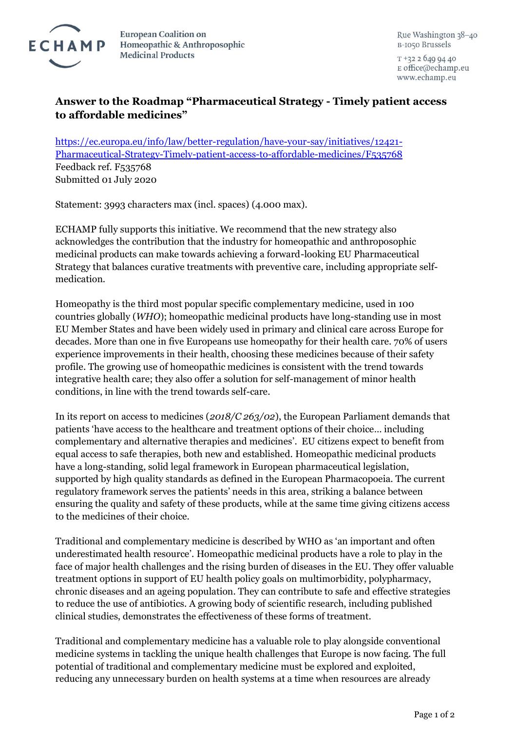ECHAMP

European Coalition on Homeopathic & Anthroposophic Medicinal Products

Rue Washington 38–40
B-1050 Brussels

T +32 2 649 94 40
E office@echamp.eu
www.echamp.eu

## Answer to the Roadmap "Pharmaceutical Strategy - Timely patient access to affordable medicines"

[https://ec.europa.eu/info/law/better-regulation/have-your-say/initiatives/12421-Pharmaceutical-Strategy-Timely-patient-access-to-affordable-medicines/F535768](https://ec.europa.eu/info/law/better-regulation/have-your-say/initiatives/12421-Pharmaceutical-Strategy-Timely-patient-access-to-affordable-medicines/F535768)
Feedback ref. F535768
Submitted 01 July 2020

Statement: 3993 characters max (incl. spaces) (4.000 max).

ECHAMP fully supports this initiative. We recommend that the new strategy also acknowledges the contribution that the industry for homeopathic and anthroposophic medicinal products can make towards achieving a forward-looking EU Pharmaceutical Strategy that balances curative treatments with preventive care, including appropriate self-medication.

Homeopathy is the third most popular specific complementary medicine, used in 100 countries globally (*WHO*); homeopathic medicinal products have long-standing use in most EU Member States and have been widely used in primary and clinical care across Europe for decades. More than one in five Europeans use homeopathy for their health care. 70% of users experience improvements in their health, choosing these medicines because of their safety profile. The growing use of homeopathic medicines is consistent with the trend towards integrative health care; they also offer a solution for self-management of minor health conditions, in line with the trend towards self-care.

In its report on access to medicines (*2018/C 263/02*), the European Parliament demands that patients 'have access to the healthcare and treatment options of their choice… including complementary and alternative therapies and medicines'. EU citizens expect to benefit from equal access to safe therapies, both new and established. Homeopathic medicinal products have a long-standing, solid legal framework in European pharmaceutical legislation, supported by high quality standards as defined in the European Pharmacopoeia. The current regulatory framework serves the patients' needs in this area, striking a balance between ensuring the quality and safety of these products, while at the same time giving citizens access to the medicines of their choice.

Traditional and complementary medicine is described by WHO as 'an important and often underestimated health resource'. Homeopathic medicinal products have a role to play in the face of major health challenges and the rising burden of diseases in the EU. They offer valuable treatment options in support of EU health policy goals on multimorbidity, polypharmacy, chronic diseases and an ageing population. They can contribute to safe and effective strategies to reduce the use of antibiotics. A growing body of scientific research, including published clinical studies, demonstrates the effectiveness of these forms of treatment.

Traditional and complementary medicine has a valuable role to play alongside conventional medicine systems in tackling the unique health challenges that Europe is now facing. The full potential of traditional and complementary medicine must be explored and exploited, reducing any unnecessary burden on health systems at a time when resources are already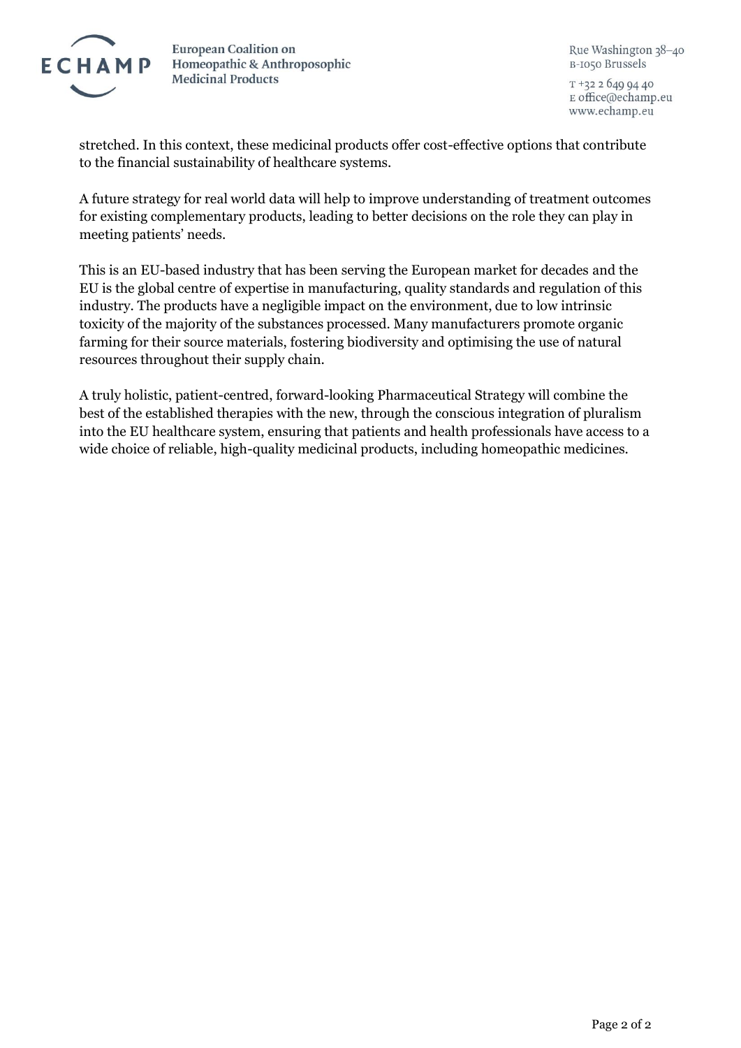stretched. In this context, these medicinal products offer cost-effective options that contribute to the financial sustainability of healthcare systems.

A future strategy for real world data will help to improve understanding of treatment outcomes for existing complementary products, leading to better decisions on the role they can play in meeting patients' needs.

This is an EU-based industry that has been serving the European market for decades and the EU is the global centre of expertise in manufacturing, quality standards and regulation of this industry. The products have a negligible impact on the environment, due to low intrinsic toxicity of the majority of the substances processed. Many manufacturers promote organic farming for their source materials, fostering biodiversity and optimising the use of natural resources throughout their supply chain.

A truly holistic, patient-centred, forward-looking Pharmaceutical Strategy will combine the best of the established therapies with the new, through the conscious integration of pluralism into the EU healthcare system, ensuring that patients and health professionals have access to a wide choice of reliable, high-quality medicinal products, including homeopathic medicines.